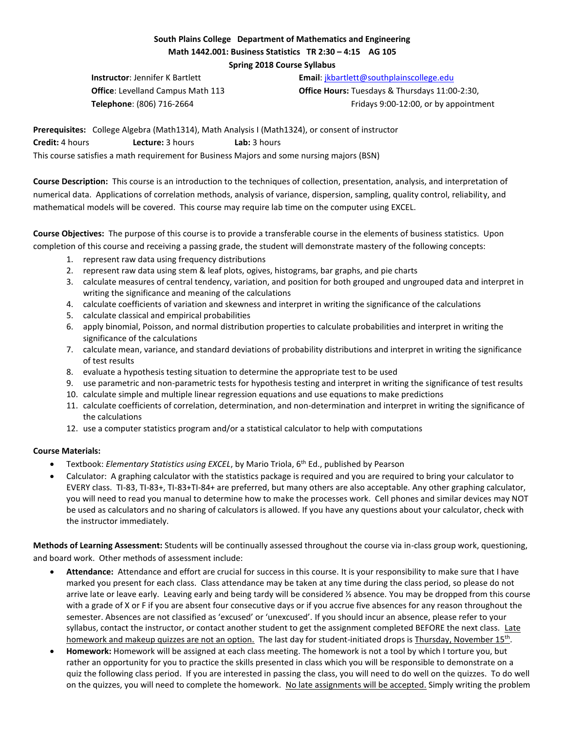**South Plains College Department of Mathematics and Engineering**
**Math 1442.001: Business Statistics TR 2:30 – 4:15 AG 105**
**Spring 2018 Course Syllabus**

**Instructor**: Jennifer K Bartlett
**Office**: Levelland Campus Math 113
**Telephone**: (806) 716-2664

**Email**: jkbartlett@southplainscollege.edu
**Office Hours:** Tuesdays & Thursdays 11:00-2:30, Fridays 9:00-12:00, or by appointment

**Prerequisites:** College Algebra (Math1314), Math Analysis I (Math1324), or consent of instructor
**Credit:** 4 hours **Lecture:** 3 hours **Lab:** 3 hours
This course satisfies a math requirement for Business Majors and some nursing majors (BSN)

**Course Description:** This course is an introduction to the techniques of collection, presentation, analysis, and interpretation of numerical data. Applications of correlation methods, analysis of variance, dispersion, sampling, quality control, reliability, and mathematical models will be covered. This course may require lab time on the computer using EXCEL.

**Course Objectives:** The purpose of this course is to provide a transferable course in the elements of business statistics. Upon completion of this course and receiving a passing grade, the student will demonstrate mastery of the following concepts:

1. represent raw data using frequency distributions
2. represent raw data using stem & leaf plots, ogives, histograms, bar graphs, and pie charts
3. calculate measures of central tendency, variation, and position for both grouped and ungrouped data and interpret in writing the significance and meaning of the calculations
4. calculate coefficients of variation and skewness and interpret in writing the significance of the calculations
5. calculate classical and empirical probabilities
6. apply binomial, Poisson, and normal distribution properties to calculate probabilities and interpret in writing the significance of the calculations
7. calculate mean, variance, and standard deviations of probability distributions and interpret in writing the significance of test results
8. evaluate a hypothesis testing situation to determine the appropriate test to be used
9. use parametric and non-parametric tests for hypothesis testing and interpret in writing the significance of test results
10. calculate simple and multiple linear regression equations and use equations to make predictions
11. calculate coefficients of correlation, determination, and non-determination and interpret in writing the significance of the calculations
12. use a computer statistics program and/or a statistical calculator to help with computations

**Course Materials:**

- Textbook: *Elementary Statistics using EXCEL*, by Mario Triola, 6th Ed., published by Pearson
- Calculator: A graphing calculator with the statistics package is required and you are required to bring your calculator to EVERY class. TI-83, TI-83+, TI-83+TI-84+ are preferred, but many others are also acceptable. Any other graphing calculator, you will need to read you manual to determine how to make the processes work. Cell phones and similar devices may NOT be used as calculators and no sharing of calculators is allowed. If you have any questions about your calculator, check with the instructor immediately.

**Methods of Learning Assessment:** Students will be continually assessed throughout the course via in-class group work, questioning, and board work. Other methods of assessment include:

- **Attendance:** Attendance and effort are crucial for success in this course. It is your responsibility to make sure that I have marked you present for each class. Class attendance may be taken at any time during the class period, so please do not arrive late or leave early. Leaving early and being tardy will be considered ½ absence. You may be dropped from this course with a grade of X or F if you are absent four consecutive days or if you accrue five absences for any reason throughout the semester. Absences are not classified as 'excused' or 'unexcused'. If you should incur an absence, please refer to your syllabus, contact the instructor, or contact another student to get the assignment completed BEFORE the next class. Late homework and makeup quizzes are not an option. The last day for student-initiated drops is Thursday, November 15th.
- **Homework:** Homework will be assigned at each class meeting. The homework is not a tool by which I torture you, but rather an opportunity for you to practice the skills presented in class which you will be responsible to demonstrate on a quiz the following class period. If you are interested in passing the class, you will need to do well on the quizzes. To do well on the quizzes, you will need to complete the homework. No late assignments will be accepted. Simply writing the problem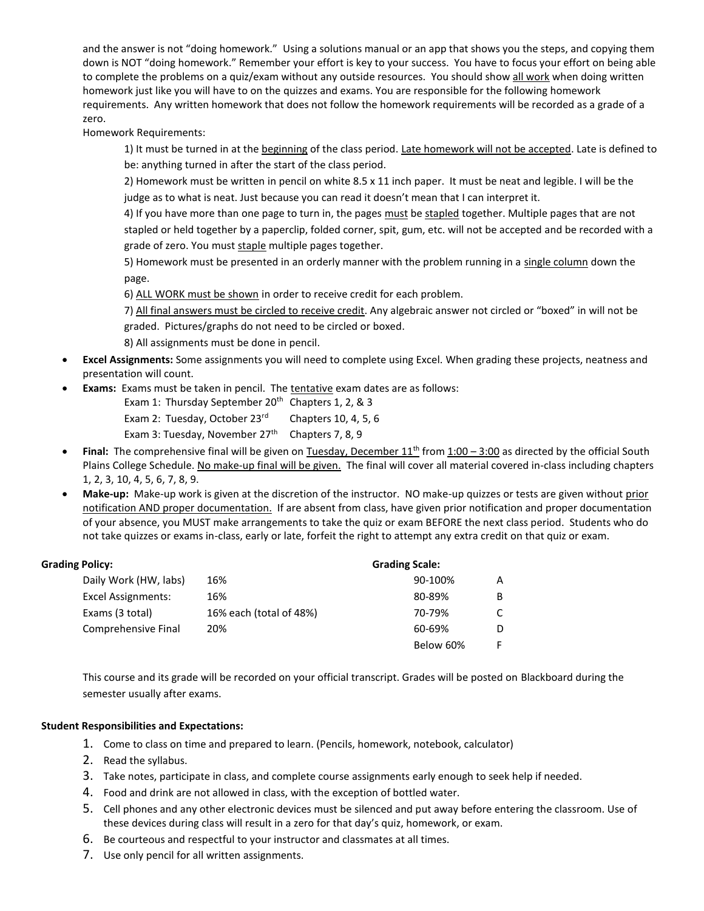and the answer is not "doing homework." Using a solutions manual or an app that shows you the steps, and copying them down is NOT "doing homework." Remember your effort is key to your success. You have to focus your effort on being able to complete the problems on a quiz/exam without any outside resources. You should show <u>all work</u> when doing written homework just like you will have to on the quizzes and exams. You are responsible for the following homework requirements. Any written homework that does not follow the homework requirements will be recorded as a grade of a zero.

Homework Requirements:

1) It must be turned in at the <u>beginning</u> of the class period. <u>Late homework will not be accepted</u>. Late is defined to be: anything turned in after the start of the class period.

2) Homework must be written in pencil on white 8.5 x 11 inch paper. It must be neat and legible. I will be the judge as to what is neat. Just because you can read it doesn't mean that I can interpret it.

4) If you have more than one page to turn in, the pages <u>must</u> be <u>stapled</u> together. Multiple pages that are not stapled or held together by a paperclip, folded corner, spit, gum, etc. will not be accepted and be recorded with a grade of zero. You must <u>staple</u> multiple pages together.

5) Homework must be presented in an orderly manner with the problem running in a <u>single column</u> down the page.

6) <u>ALL WORK must be shown</u> in order to receive credit for each problem.

7) <u>All final answers must be circled to receive credit</u>. Any algebraic answer not circled or "boxed" in will not be graded. Pictures/graphs do not need to be circled or boxed.

8) All assignments must be done in pencil.

- **Excel Assignments:** Some assignments you will need to complete using Excel. When grading these projects, neatness and presentation will count.
- **Exams:** Exams must be taken in pencil. The <u>tentative</u> exam dates are as follows:
  - Exam 1: Thursday September 20th Chapters 1, 2, & 3
  - Exam 2: Tuesday, October 23rd Chapters 10, 4, 5, 6
  - Exam 3: Tuesday, November 27th Chapters 7, 8, 9
- **Final:** The comprehensive final will be given on <u>Tuesday, December 11th</u> from <u>1:00 – 3:00</u> as directed by the official South Plains College Schedule. <u>No make-up final will be given.</u> The final will cover all material covered in-class including chapters 1, 2, 3, 10, 4, 5, 6, 7, 8, 9.
- **Make-up:** Make-up work is given at the discretion of the instructor. NO make-up quizzes or tests are given without <u>prior notification AND proper documentation.</u> If are absent from class, have given prior notification and proper documentation of your absence, you MUST make arrangements to take the quiz or exam BEFORE the next class period. Students who do not take quizzes or exams in-class, early or late, forfeit the right to attempt any extra credit on that quiz or exam.

**Grading Policy:**

| | |
|---|---|
| Daily Work (HW, labs) | 16% |
| Excel Assignments: | 16% |
| Exams (3 total) | 16% each (total of 48%) |
| Comprehensive Final | 20% |

**Grading Scale:**

| | |
|---|---|
| 90-100% | A |
| 80-89% | B |
| 70-79% | C |
| 60-69% | D |
| Below 60% | F |

This course and its grade will be recorded on your official transcript. Grades will be posted on Blackboard during the semester usually after exams.

**Student Responsibilities and Expectations:**

1. Come to class on time and prepared to learn. (Pencils, homework, notebook, calculator)
2. Read the syllabus.
3. Take notes, participate in class, and complete course assignments early enough to seek help if needed.
4. Food and drink are not allowed in class, with the exception of bottled water.
5. Cell phones and any other electronic devices must be silenced and put away before entering the classroom. Use of these devices during class will result in a zero for that day's quiz, homework, or exam.
6. Be courteous and respectful to your instructor and classmates at all times.
7. Use only pencil for all written assignments.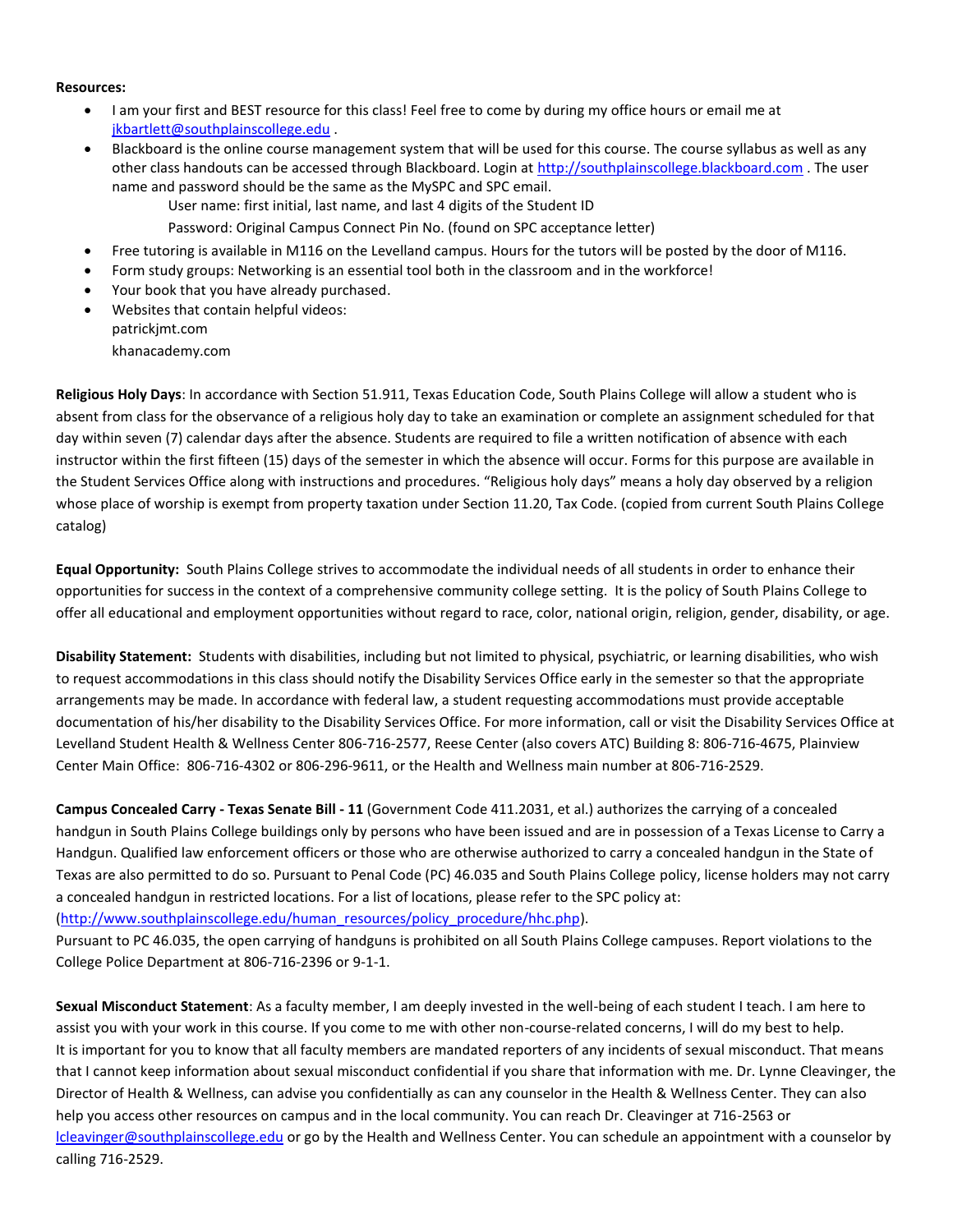**Resources:**

- I am your first and BEST resource for this class! Feel free to come by during my office hours or email me at jkbartlett@southplainscollege.edu .
- Blackboard is the online course management system that will be used for this course. The course syllabus as well as any other class handouts can be accessed through Blackboard. Login at http://southplainscollege.blackboard.com . The user name and password should be the same as the MySPC and SPC email.

  User name: first initial, last name, and last 4 digits of the Student ID

  Password: Original Campus Connect Pin No. (found on SPC acceptance letter)
- Free tutoring is available in M116 on the Levelland campus. Hours for the tutors will be posted by the door of M116.
- Form study groups: Networking is an essential tool both in the classroom and in the workforce!
- Your book that you have already purchased.
- Websites that contain helpful videos:
  patrickjmt.com
  khanacademy.com

**Religious Holy Days**: In accordance with Section 51.911, Texas Education Code, South Plains College will allow a student who is absent from class for the observance of a religious holy day to take an examination or complete an assignment scheduled for that day within seven (7) calendar days after the absence. Students are required to file a written notification of absence with each instructor within the first fifteen (15) days of the semester in which the absence will occur. Forms for this purpose are available in the Student Services Office along with instructions and procedures. "Religious holy days" means a holy day observed by a religion whose place of worship is exempt from property taxation under Section 11.20, Tax Code. (copied from current South Plains College catalog)

**Equal Opportunity:** South Plains College strives to accommodate the individual needs of all students in order to enhance their opportunities for success in the context of a comprehensive community college setting. It is the policy of South Plains College to offer all educational and employment opportunities without regard to race, color, national origin, religion, gender, disability, or age.

**Disability Statement:** Students with disabilities, including but not limited to physical, psychiatric, or learning disabilities, who wish to request accommodations in this class should notify the Disability Services Office early in the semester so that the appropriate arrangements may be made. In accordance with federal law, a student requesting accommodations must provide acceptable documentation of his/her disability to the Disability Services Office. For more information, call or visit the Disability Services Office at Levelland Student Health & Wellness Center 806-716-2577, Reese Center (also covers ATC) Building 8: 806-716-4675, Plainview Center Main Office: 806-716-4302 or 806-296-9611, or the Health and Wellness main number at 806-716-2529.

**Campus Concealed Carry - Texas Senate Bill - 11** (Government Code 411.2031, et al.) authorizes the carrying of a concealed handgun in South Plains College buildings only by persons who have been issued and are in possession of a Texas License to Carry a Handgun. Qualified law enforcement officers or those who are otherwise authorized to carry a concealed handgun in the State of Texas are also permitted to do so. Pursuant to Penal Code (PC) 46.035 and South Plains College policy, license holders may not carry a concealed handgun in restricted locations. For a list of locations, please refer to the SPC policy at: (http://www.southplainscollege.edu/human_resources/policy_procedure/hhc.php).
Pursuant to PC 46.035, the open carrying of handguns is prohibited on all South Plains College campuses. Report violations to the College Police Department at 806-716-2396 or 9-1-1.

**Sexual Misconduct Statement**: As a faculty member, I am deeply invested in the well-being of each student I teach. I am here to assist you with your work in this course. If you come to me with other non-course-related concerns, I will do my best to help.
It is important for you to know that all faculty members are mandated reporters of any incidents of sexual misconduct. That means that I cannot keep information about sexual misconduct confidential if you share that information with me. Dr. Lynne Cleavinger, the Director of Health & Wellness, can advise you confidentially as can any counselor in the Health & Wellness Center. They can also help you access other resources on campus and in the local community. You can reach Dr. Cleavinger at 716-2563 or lcleavinger@southplainscollege.edu or go by the Health and Wellness Center. You can schedule an appointment with a counselor by calling 716-2529.